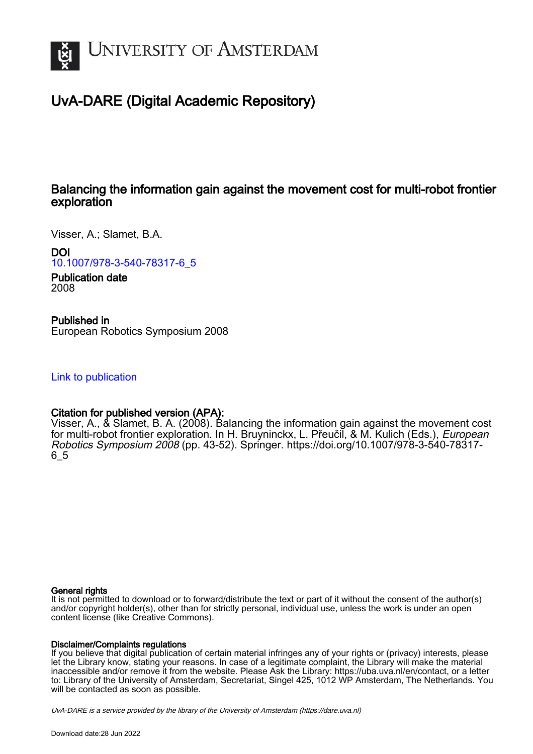# UvA-DARE (Digital Academic Repository)

## Balancing the information gain against the movement cost for multi-robot frontier exploration

Visser, A.; Slamet, B.A.

**DOI**
10.1007/978-3-540-78317-6_5

**Publication date**
2008

**Published in**
European Robotics Symposium 2008

Link to publication

**Citation for published version (APA):**
Visser, A., & Slamet, B. A. (2008). Balancing the information gain against the movement cost for multi-robot frontier exploration. In H. Bruyninckx, L. Přeučil, & M. Kulich (Eds.), *European Robotics Symposium 2008* (pp. 43-52). Springer. https://doi.org/10.1007/978-3-540-78317-6_5

**General rights**
It is not permitted to download or to forward/distribute the text or part of it without the consent of the author(s) and/or copyright holder(s), other than for strictly personal, individual use, unless the work is under an open content license (like Creative Commons).

**Disclaimer/Complaints regulations**
If you believe that digital publication of certain material infringes any of your rights or (privacy) interests, please let the Library know, stating your reasons. In case of a legitimate complaint, the Library will make the material inaccessible and/or remove it from the website. Please Ask the Library: https://uba.uva.nl/en/contact, or a letter to: Library of the University of Amsterdam, Secretariat, Singel 425, 1012 WP Amsterdam, The Netherlands. You will be contacted as soon as possible.

*UvA-DARE is a service provided by the library of the University of Amsterdam (https://dare.uva.nl)*

Download date:28 Jun 2022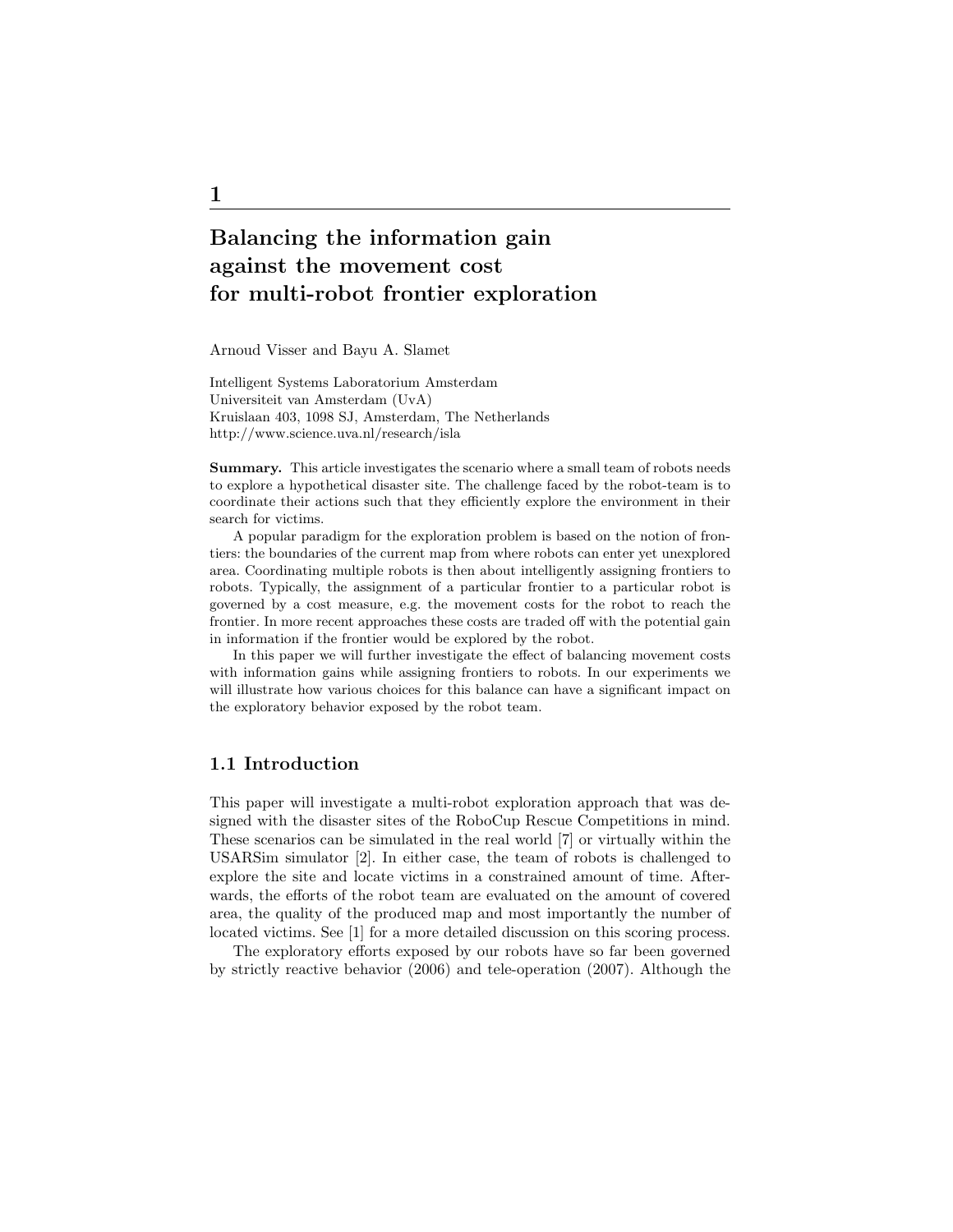# 1

## Balancing the information gain against the movement cost for multi-robot frontier exploration

Arnoud Visser and Bayu A. Slamet

Intelligent Systems Laboratorium Amsterdam
Universiteit van Amsterdam (UvA)
Kruislaan 403, 1098 SJ, Amsterdam, The Netherlands
http://www.science.uva.nl/research/isla

**Summary.** This article investigates the scenario where a small team of robots needs to explore a hypothetical disaster site. The challenge faced by the robot-team is to coordinate their actions such that they efficiently explore the environment in their search for victims.

A popular paradigm for the exploration problem is based on the notion of frontiers: the boundaries of the current map from where robots can enter yet unexplored area. Coordinating multiple robots is then about intelligently assigning frontiers to robots. Typically, the assignment of a particular frontier to a particular robot is governed by a cost measure, e.g. the movement costs for the robot to reach the frontier. In more recent approaches these costs are traded off with the potential gain in information if the frontier would be explored by the robot.

In this paper we will further investigate the effect of balancing movement costs with information gains while assigning frontiers to robots. In our experiments we will illustrate how various choices for this balance can have a significant impact on the exploratory behavior exposed by the robot team.

### 1.1 Introduction

This paper will investigate a multi-robot exploration approach that was designed with the disaster sites of the RoboCup Rescue Competitions in mind. These scenarios can be simulated in the real world [7] or virtually within the USARSim simulator [2]. In either case, the team of robots is challenged to explore the site and locate victims in a constrained amount of time. Afterwards, the efforts of the robot team are evaluated on the amount of covered area, the quality of the produced map and most importantly the number of located victims. See [1] for a more detailed discussion on this scoring process.

The exploratory efforts exposed by our robots have so far been governed by strictly reactive behavior (2006) and tele-operation (2007). Although the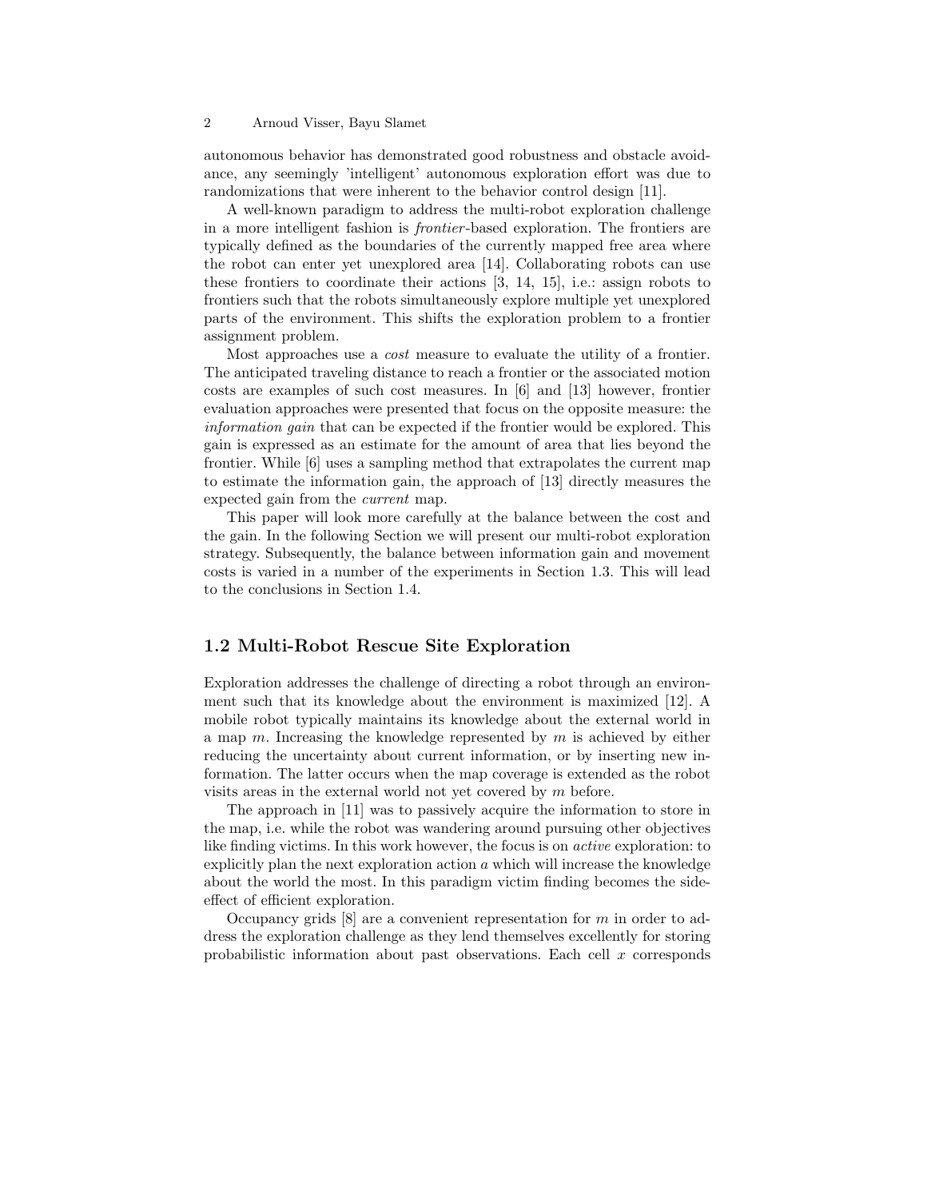autonomous behavior has demonstrated good robustness and obstacle avoidance, any seemingly 'intelligent' autonomous exploration effort was due to randomizations that were inherent to the behavior control design [11].

A well-known paradigm to address the multi-robot exploration challenge in a more intelligent fashion is *frontier*-based exploration. The frontiers are typically defined as the boundaries of the currently mapped free area where the robot can enter yet unexplored area [14]. Collaborating robots can use these frontiers to coordinate their actions [3, 14, 15], i.e.: assign robots to frontiers such that the robots simultaneously explore multiple yet unexplored parts of the environment. This shifts the exploration problem to a frontier assignment problem.

Most approaches use a *cost* measure to evaluate the utility of a frontier. The anticipated traveling distance to reach a frontier or the associated motion costs are examples of such cost measures. In [6] and [13] however, frontier evaluation approaches were presented that focus on the opposite measure: the *information gain* that can be expected if the frontier would be explored. This gain is expressed as an estimate for the amount of area that lies beyond the frontier. While [6] uses a sampling method that extrapolates the current map to estimate the information gain, the approach of [13] directly measures the expected gain from the *current* map.

This paper will look more carefully at the balance between the cost and the gain. In the following Section we will present our multi-robot exploration strategy. Subsequently, the balance between information gain and movement costs is varied in a number of the experiments in Section 1.3. This will lead to the conclusions in Section 1.4.

## 1.2 Multi-Robot Rescue Site Exploration

Exploration addresses the challenge of directing a robot through an environment such that its knowledge about the environment is maximized [12]. A mobile robot typically maintains its knowledge about the external world in a map $m$. Increasing the knowledge represented by $m$ is achieved by either reducing the uncertainty about current information, or by inserting new information. The latter occurs when the map coverage is extended as the robot visits areas in the external world not yet covered by $m$ before.

The approach in [11] was to passively acquire the information to store in the map, i.e. while the robot was wandering around pursuing other objectives like finding victims. In this work however, the focus is on *active* exploration: to explicitly plan the next exploration action $a$ which will increase the knowledge about the world the most. In this paradigm victim finding becomes the side-effect of efficient exploration.

Occupancy grids [8] are a convenient representation for $m$ in order to address the exploration challenge as they lend themselves excellently for storing probabilistic information about past observations. Each cell $x$ corresponds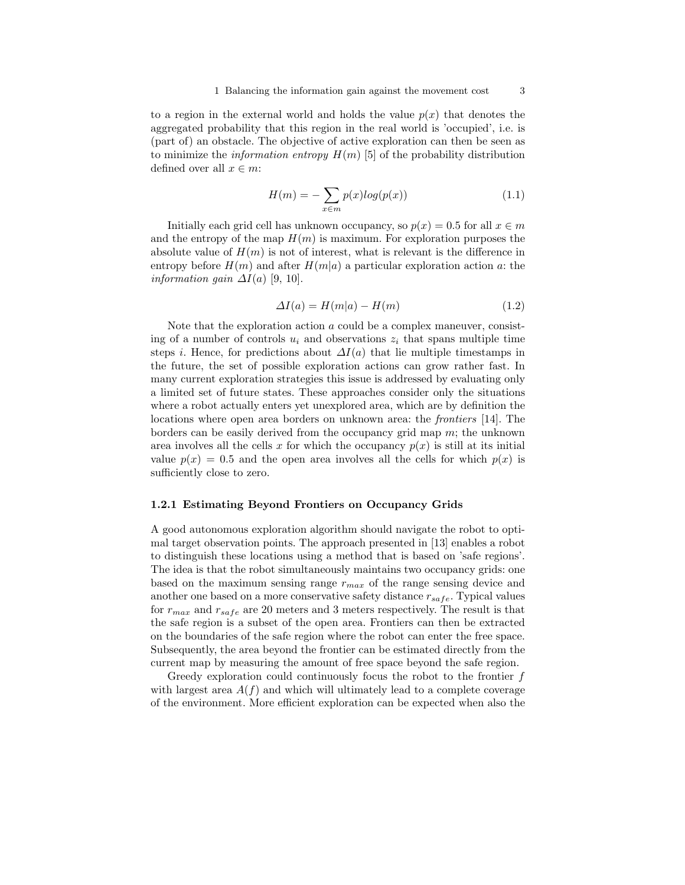to a region in the external world and holds the value $p(x)$ that denotes the aggregated probability that this region in the real world is 'occupied', i.e. is (part of) an obstacle. The objective of active exploration can then be seen as to minimize the *information entropy* $H(m)$ [5] of the probability distribution defined over all $x \in m$:

$$H(m) = -\sum_{x \in m} p(x) log(p(x)) \tag{1.1}$$

Initially each grid cell has unknown occupancy, so $p(x) = 0.5$ for all $x \in m$ and the entropy of the map $H(m)$ is maximum. For exploration purposes the absolute value of $H(m)$ is not of interest, what is relevant is the difference in entropy before $H(m)$ and after $H(m|a)$ a particular exploration action $a$: the *information gain* $\Delta I(a)$ [9, 10].

$$\Delta I(a) = H(m|a) - H(m) \tag{1.2}$$

Note that the exploration action $a$ could be a complex maneuver, consisting of a number of controls $u_i$ and observations $z_i$ that spans multiple time steps $i$. Hence, for predictions about $\Delta I(a)$ that lie multiple timestamps in the future, the set of possible exploration actions can grow rather fast. In many current exploration strategies this issue is addressed by evaluating only a limited set of future states. These approaches consider only the situations where a robot actually enters yet unexplored area, which are by definition the locations where open area borders on unknown area: the *frontiers* [14]. The borders can be easily derived from the occupancy grid map $m$; the unknown area involves all the cells $x$ for which the occupancy $p(x)$ is still at its initial value $p(x) = 0.5$ and the open area involves all the cells for which $p(x)$ is sufficiently close to zero.

### 1.2.1 Estimating Beyond Frontiers on Occupancy Grids

A good autonomous exploration algorithm should navigate the robot to optimal target observation points. The approach presented in [13] enables a robot to distinguish these locations using a method that is based on 'safe regions'. The idea is that the robot simultaneously maintains two occupancy grids: one based on the maximum sensing range $r_{max}$ of the range sensing device and another one based on a more conservative safety distance $r_{safe}$. Typical values for $r_{max}$ and $r_{safe}$ are 20 meters and 3 meters respectively. The result is that the safe region is a subset of the open area. Frontiers can then be extracted on the boundaries of the safe region where the robot can enter the free space. Subsequently, the area beyond the frontier can be estimated directly from the current map by measuring the amount of free space beyond the safe region.

Greedy exploration could continuously focus the robot to the frontier $f$ with largest area $A(f)$ and which will ultimately lead to a complete coverage of the environment. More efficient exploration can be expected when also the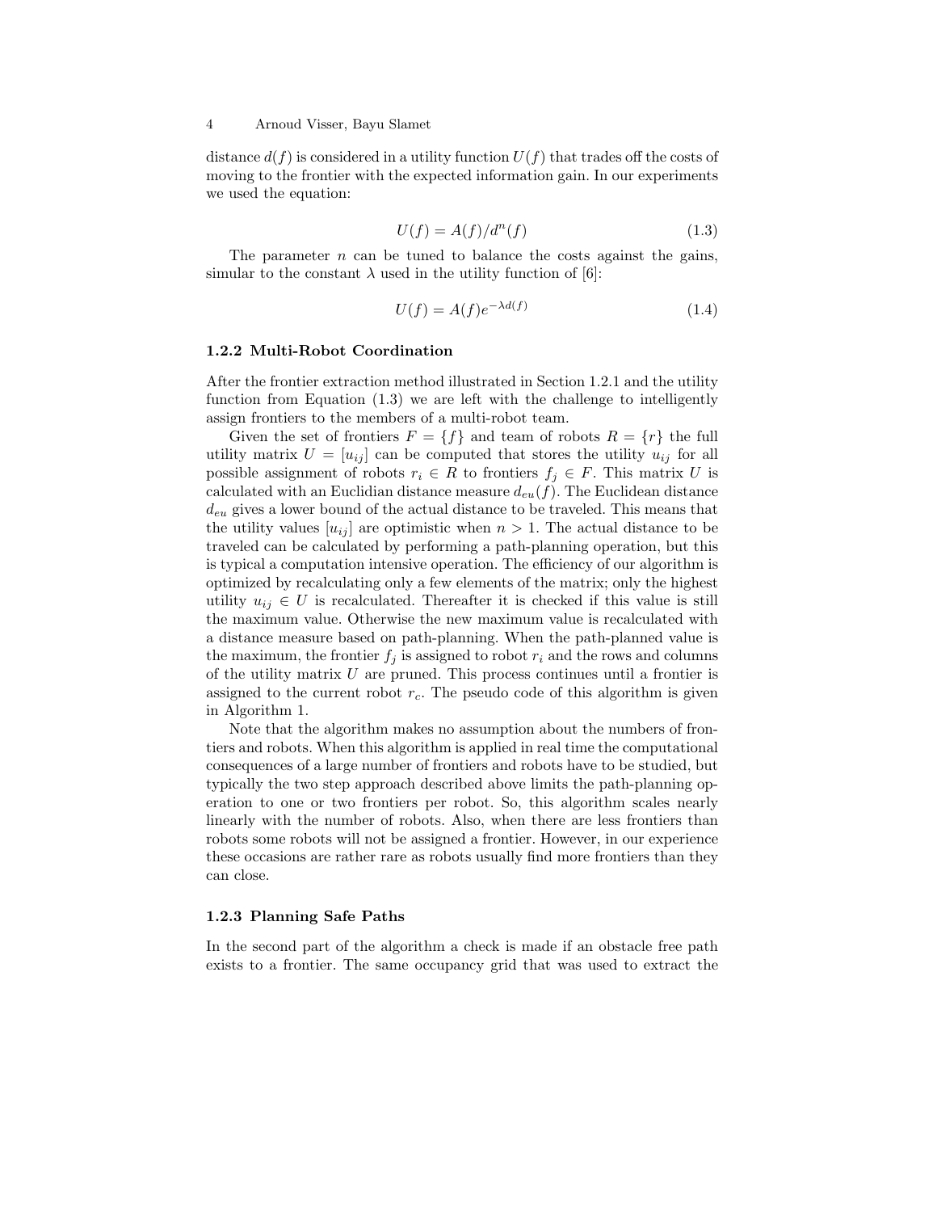distance $d(f)$ is considered in a utility function $U(f)$ that trades off the costs of moving to the frontier with the expected information gain. In our experiments we used the equation:

$$U(f) = A(f)/d^n(f) \tag{1.3}$$

The parameter $n$ can be tuned to balance the costs against the gains, simular to the constant $\lambda$ used in the utility function of [6]:

$$U(f) = A(f)e^{-\lambda d(f)} \tag{1.4}$$

### 1.2.2 Multi-Robot Coordination

After the frontier extraction method illustrated in Section 1.2.1 and the utility function from Equation (1.3) we are left with the challenge to intelligently assign frontiers to the members of a multi-robot team.

Given the set of frontiers $F = \{f\}$ and team of robots $R = \{r\}$ the full utility matrix $U = [u_{ij}]$ can be computed that stores the utility $u_{ij}$ for all possible assignment of robots $r_i \in R$ to frontiers $f_j \in F$. This matrix $U$ is calculated with an Euclidian distance measure $d_{eu}(f)$. The Euclidean distance $d_{eu}$ gives a lower bound of the actual distance to be traveled. This means that the utility values $[u_{ij}]$ are optimistic when $n > 1$. The actual distance to be traveled can be calculated by performing a path-planning operation, but this is typical a computation intensive operation. The efficiency of our algorithm is optimized by recalculating only a few elements of the matrix; only the highest utility $u_{ij} \in U$ is recalculated. Thereafter it is checked if this value is still the maximum value. Otherwise the new maximum value is recalculated with a distance measure based on path-planning. When the path-planned value is the maximum, the frontier $f_j$ is assigned to robot $r_i$ and the rows and columns of the utility matrix $U$ are pruned. This process continues until a frontier is assigned to the current robot $r_c$. The pseudo code of this algorithm is given in Algorithm 1.

Note that the algorithm makes no assumption about the numbers of frontiers and robots. When this algorithm is applied in real time the computational consequences of a large number of frontiers and robots have to be studied, but typically the two step approach described above limits the path-planning operation to one or two frontiers per robot. So, this algorithm scales nearly linearly with the number of robots. Also, when there are less frontiers than robots some robots will not be assigned a frontier. However, in our experience these occasions are rather rare as robots usually find more frontiers than they can close.

### 1.2.3 Planning Safe Paths

In the second part of the algorithm a check is made if an obstacle free path exists to a frontier. The same occupancy grid that was used to extract the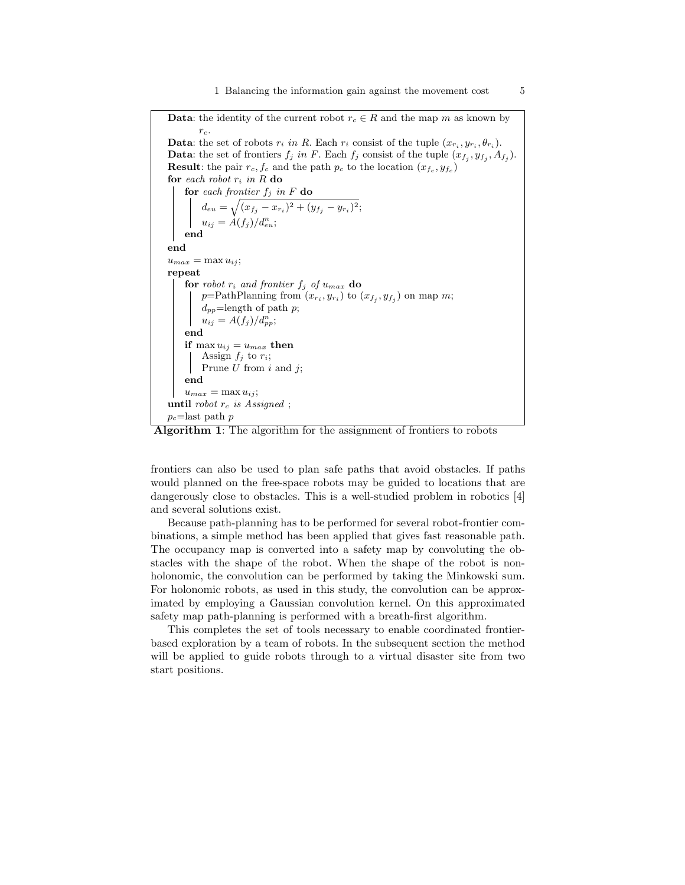```
Data: the identity of the current robot r_c ∈ R and the map m as known by
      r_c.
Data: the set of robots r_i in R. Each r_i consist of the tuple (x_{r_i}, y_{r_i}, θ_{r_i}).
Data: the set of frontiers f_j in F. Each f_j consist of the tuple (x_{f_j}, y_{f_j}, A_{f_j}).
Result: the pair r_c, f_c and the path p_c to the location (x_{f_c}, y_{f_c})
for each robot r_i in R do
    for each frontier f_j in F do
        d_eu = sqrt((x_{f_j} - x_{r_i})^2 + (y_{f_j} - y_{r_i})^2);
        u_ij = A(f_j)/d_eu^n;
    end
end
u_max = max u_ij;
repeat
    for robot r_i and frontier f_j of u_max do
        p=PathPlanning from (x_{r_i}, y_{r_i}) to (x_{f_j}, y_{f_j}) on map m;
        d_pp=length of path p;
        u_ij = A(f_j)/d_pp^n;
    end
    if max u_ij = u_max then
        Assign f_j to r_i;
        Prune U from i and j;
    end
    u_max = max u_ij;
until robot r_c is Assigned ;
p_c=last path p
```

**Algorithm 1**: The algorithm for the assignment of frontiers to robots

frontiers can also be used to plan safe paths that avoid obstacles. If paths would planned on the free-space robots may be guided to locations that are dangerously close to obstacles. This is a well-studied problem in robotics [4] and several solutions exist.

Because path-planning has to be performed for several robot-frontier combinations, a simple method has been applied that gives fast reasonable path. The occupancy map is converted into a safety map by convoluting the obstacles with the shape of the robot. When the shape of the robot is nonholonomic, the convolution can be performed by taking the Minkowski sum. For holonomic robots, as used in this study, the convolution can be approximated by employing a Gaussian convolution kernel. On this approximated safety map path-planning is performed with a breath-first algorithm.

This completes the set of tools necessary to enable coordinated frontier-based exploration by a team of robots. In the subsequent section the method will be applied to guide robots through to a virtual disaster site from two start positions.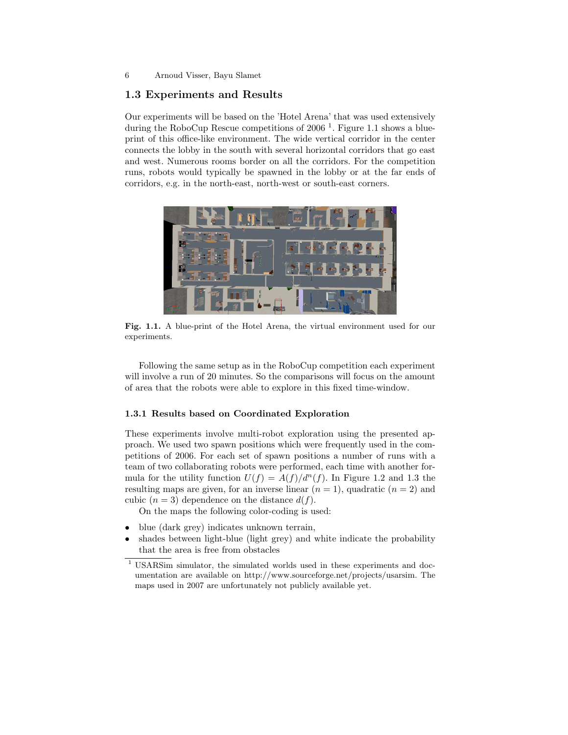## 1.3 Experiments and Results

Our experiments will be based on the 'Hotel Arena' that was used extensively during the RoboCup Rescue competitions of 2006 [1]. Figure 1.1 shows a blue-print of this office-like environment. The wide vertical corridor in the center connects the lobby in the south with several horizontal corridors that go east and west. Numerous rooms border on all the corridors. For the competition runs, robots would typically be spawned in the lobby or at the far ends of corridors, e.g. in the north-east, north-west or south-east corners.

**Fig. 1.1.** A blue-print of the Hotel Arena, the virtual environment used for our experiments.

Following the same setup as in the RoboCup competition each experiment will involve a run of 20 minutes. So the comparisons will focus on the amount of area that the robots were able to explore in this fixed time-window.

### 1.3.1 Results based on Coordinated Exploration

These experiments involve multi-robot exploration using the presented approach. We used two spawn positions which were frequently used in the competitions of 2006. For each set of spawn positions a number of runs with a team of two collaborating robots were performed, each time with another formula for the utility function $U(f) = A(f)/d^n(f)$. In Figure 1.2 and 1.3 the resulting maps are given, for an inverse linear ($n = 1$), quadratic ($n = 2$) and cubic ($n = 3$) dependence on the distance $d(f)$.

On the maps the following color-coding is used:

- blue (dark grey) indicates unknown terrain,
- shades between light-blue (light grey) and white indicate the probability that the area is free from obstacles

[1] USARSim simulator, the simulated worlds used in these experiments and documentation are available on http://www.sourceforge.net/projects/usarsim. The maps used in 2007 are unfortunately not publicly available yet.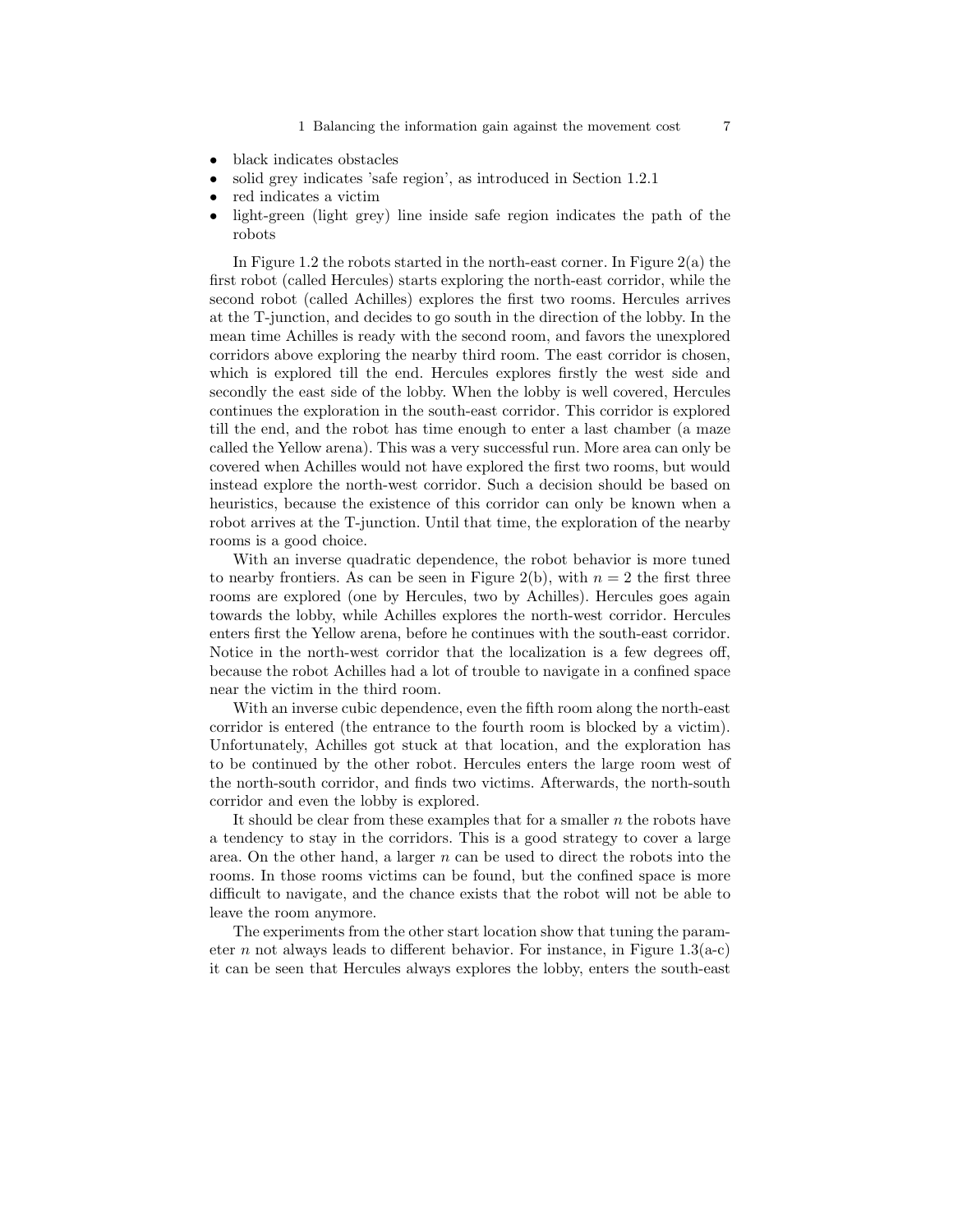- black indicates obstacles
- solid grey indicates 'safe region', as introduced in Section 1.2.1
- red indicates a victim
- light-green (light grey) line inside safe region indicates the path of the robots

In Figure 1.2 the robots started in the north-east corner. In Figure 2(a) the first robot (called Hercules) starts exploring the north-east corridor, while the second robot (called Achilles) explores the first two rooms. Hercules arrives at the T-junction, and decides to go south in the direction of the lobby. In the mean time Achilles is ready with the second room, and favors the unexplored corridors above exploring the nearby third room. The east corridor is chosen, which is explored till the end. Hercules explores firstly the west side and secondly the east side of the lobby. When the lobby is well covered, Hercules continues the exploration in the south-east corridor. This corridor is explored till the end, and the robot has time enough to enter a last chamber (a maze called the Yellow arena). This was a very successful run. More area can only be covered when Achilles would not have explored the first two rooms, but would instead explore the north-west corridor. Such a decision should be based on heuristics, because the existence of this corridor can only be known when a robot arrives at the T-junction. Until that time, the exploration of the nearby rooms is a good choice.

With an inverse quadratic dependence, the robot behavior is more tuned to nearby frontiers. As can be seen in Figure 2(b), with $n = 2$ the first three rooms are explored (one by Hercules, two by Achilles). Hercules goes again towards the lobby, while Achilles explores the north-west corridor. Hercules enters first the Yellow arena, before he continues with the south-east corridor. Notice in the north-west corridor that the localization is a few degrees off, because the robot Achilles had a lot of trouble to navigate in a confined space near the victim in the third room.

With an inverse cubic dependence, even the fifth room along the north-east corridor is entered (the entrance to the fourth room is blocked by a victim). Unfortunately, Achilles got stuck at that location, and the exploration has to be continued by the other robot. Hercules enters the large room west of the north-south corridor, and finds two victims. Afterwards, the north-south corridor and even the lobby is explored.

It should be clear from these examples that for a smaller $n$ the robots have a tendency to stay in the corridors. This is a good strategy to cover a large area. On the other hand, a larger $n$ can be used to direct the robots into the rooms. In those rooms victims can be found, but the confined space is more difficult to navigate, and the chance exists that the robot will not be able to leave the room anymore.

The experiments from the other start location show that tuning the parameter $n$ not always leads to different behavior. For instance, in Figure 1.3(a-c) it can be seen that Hercules always explores the lobby, enters the south-east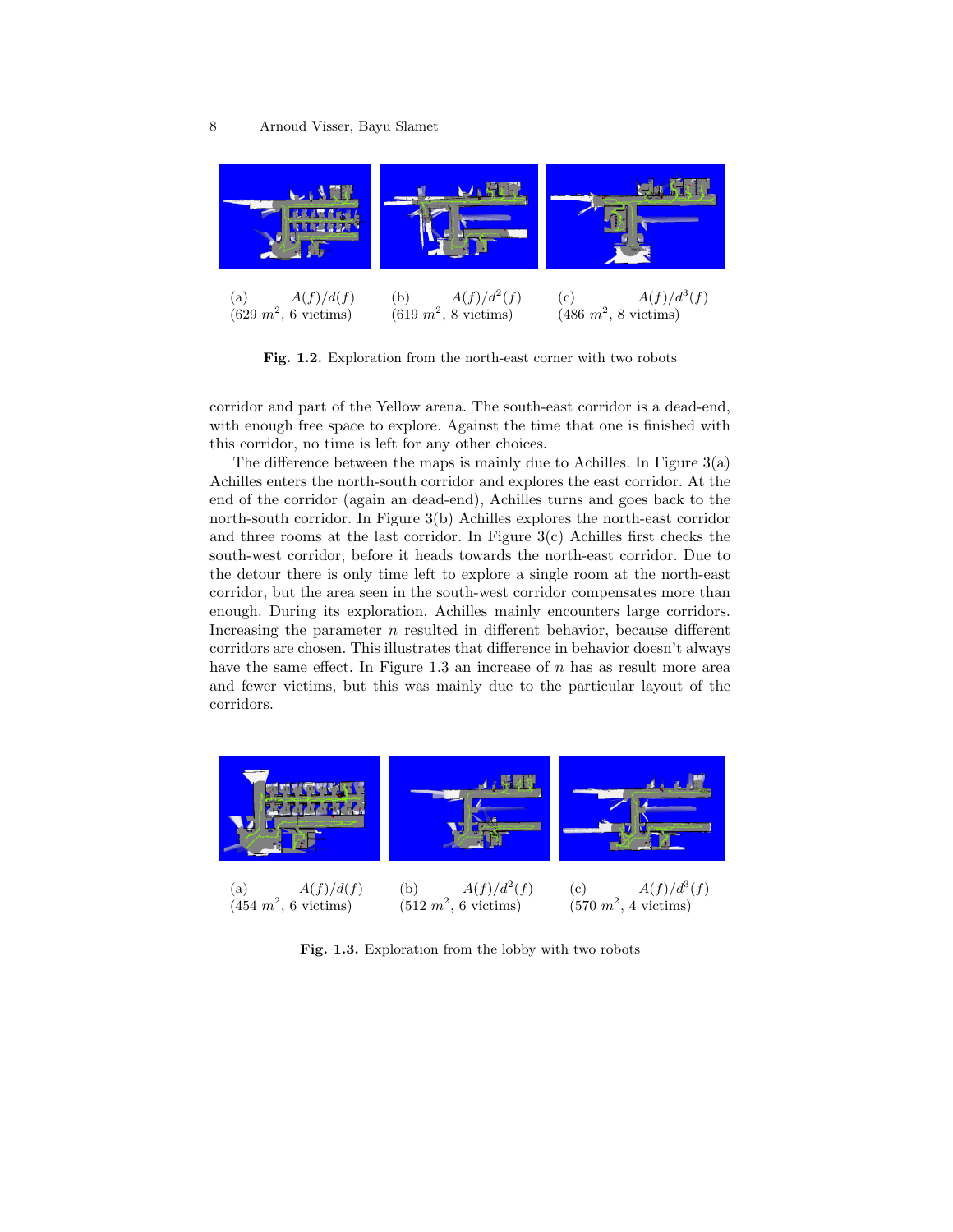(a) $A(f)/d(f)$
(629 $m^2$, 6 victims)

(b) $A(f)/d^2(f)$
(619 $m^2$, 8 victims)

(c) $A(f)/d^3(f)$
(486 $m^2$, 8 victims)

**Fig. 1.2.** Exploration from the north-east corner with two robots

corridor and part of the Yellow arena. The south-east corridor is a dead-end, with enough free space to explore. Against the time that one is finished with this corridor, no time is left for any other choices.

The difference between the maps is mainly due to Achilles. In Figure 3(a) Achilles enters the north-south corridor and explores the east corridor. At the end of the corridor (again an dead-end), Achilles turns and goes back to the north-south corridor. In Figure 3(b) Achilles explores the north-east corridor and three rooms at the last corridor. In Figure 3(c) Achilles first checks the south-west corridor, before it heads towards the north-east corridor. Due to the detour there is only time left to explore a single room at the north-east corridor, but the area seen in the south-west corridor compensates more than enough. During its exploration, Achilles mainly encounters large corridors. Increasing the parameter $n$ resulted in different behavior, because different corridors are chosen. This illustrates that difference in behavior doesn't always have the same effect. In Figure 1.3 an increase of $n$ has as result more area and fewer victims, but this was mainly due to the particular layout of the corridors.

(a) $A(f)/d(f)$
(454 $m^2$, 6 victims)

(b) $A(f)/d^2(f)$
(512 $m^2$, 6 victims)

(c) $A(f)/d^3(f)$
(570 $m^2$, 4 victims)

**Fig. 1.3.** Exploration from the lobby with two robots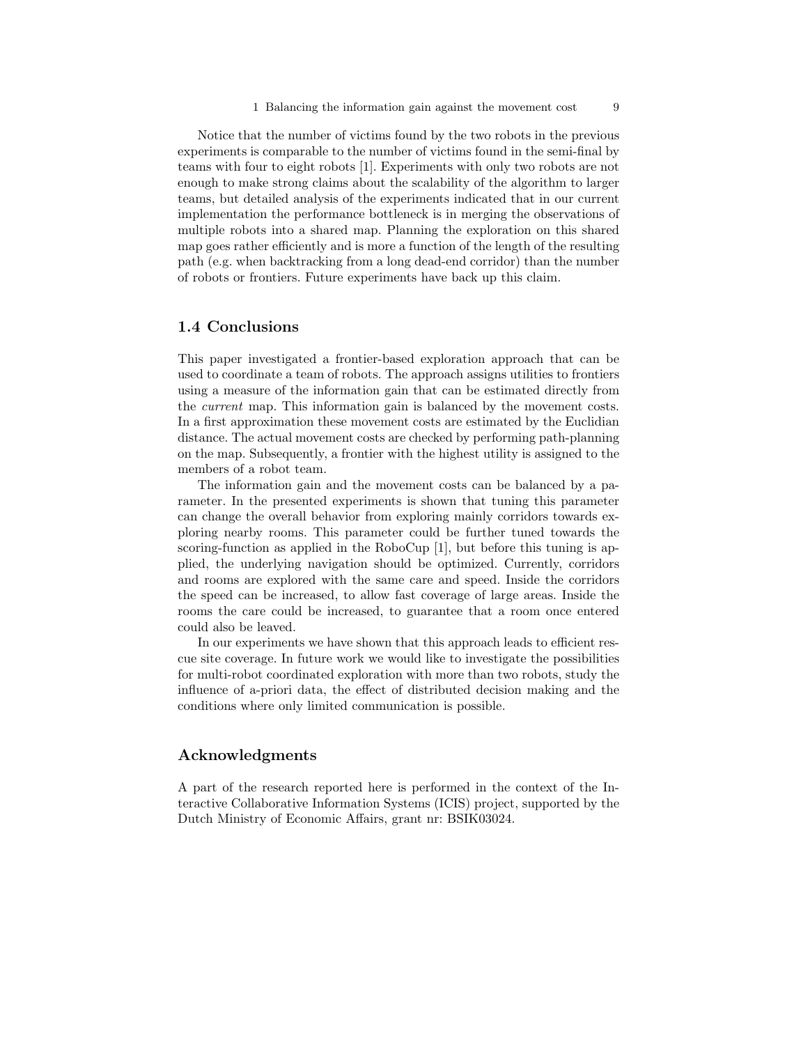Notice that the number of victims found by the two robots in the previous experiments is comparable to the number of victims found in the semi-final by teams with four to eight robots [1]. Experiments with only two robots are not enough to make strong claims about the scalability of the algorithm to larger teams, but detailed analysis of the experiments indicated that in our current implementation the performance bottleneck is in merging the observations of multiple robots into a shared map. Planning the exploration on this shared map goes rather efficiently and is more a function of the length of the resulting path (e.g. when backtracking from a long dead-end corridor) than the number of robots or frontiers. Future experiments have back up this claim.

## 1.4 Conclusions

This paper investigated a frontier-based exploration approach that can be used to coordinate a team of robots. The approach assigns utilities to frontiers using a measure of the information gain that can be estimated directly from the *current* map. This information gain is balanced by the movement costs. In a first approximation these movement costs are estimated by the Euclidian distance. The actual movement costs are checked by performing path-planning on the map. Subsequently, a frontier with the highest utility is assigned to the members of a robot team.

The information gain and the movement costs can be balanced by a parameter. In the presented experiments is shown that tuning this parameter can change the overall behavior from exploring mainly corridors towards exploring nearby rooms. This parameter could be further tuned towards the scoring-function as applied in the RoboCup [1], but before this tuning is applied, the underlying navigation should be optimized. Currently, corridors and rooms are explored with the same care and speed. Inside the corridors the speed can be increased, to allow fast coverage of large areas. Inside the rooms the care could be increased, to guarantee that a room once entered could also be leaved.

In our experiments we have shown that this approach leads to efficient rescue site coverage. In future work we would like to investigate the possibilities for multi-robot coordinated exploration with more than two robots, study the influence of a-priori data, the effect of distributed decision making and the conditions where only limited communication is possible.

## Acknowledgments

A part of the research reported here is performed in the context of the Interactive Collaborative Information Systems (ICIS) project, supported by the Dutch Ministry of Economic Affairs, grant nr: BSIK03024.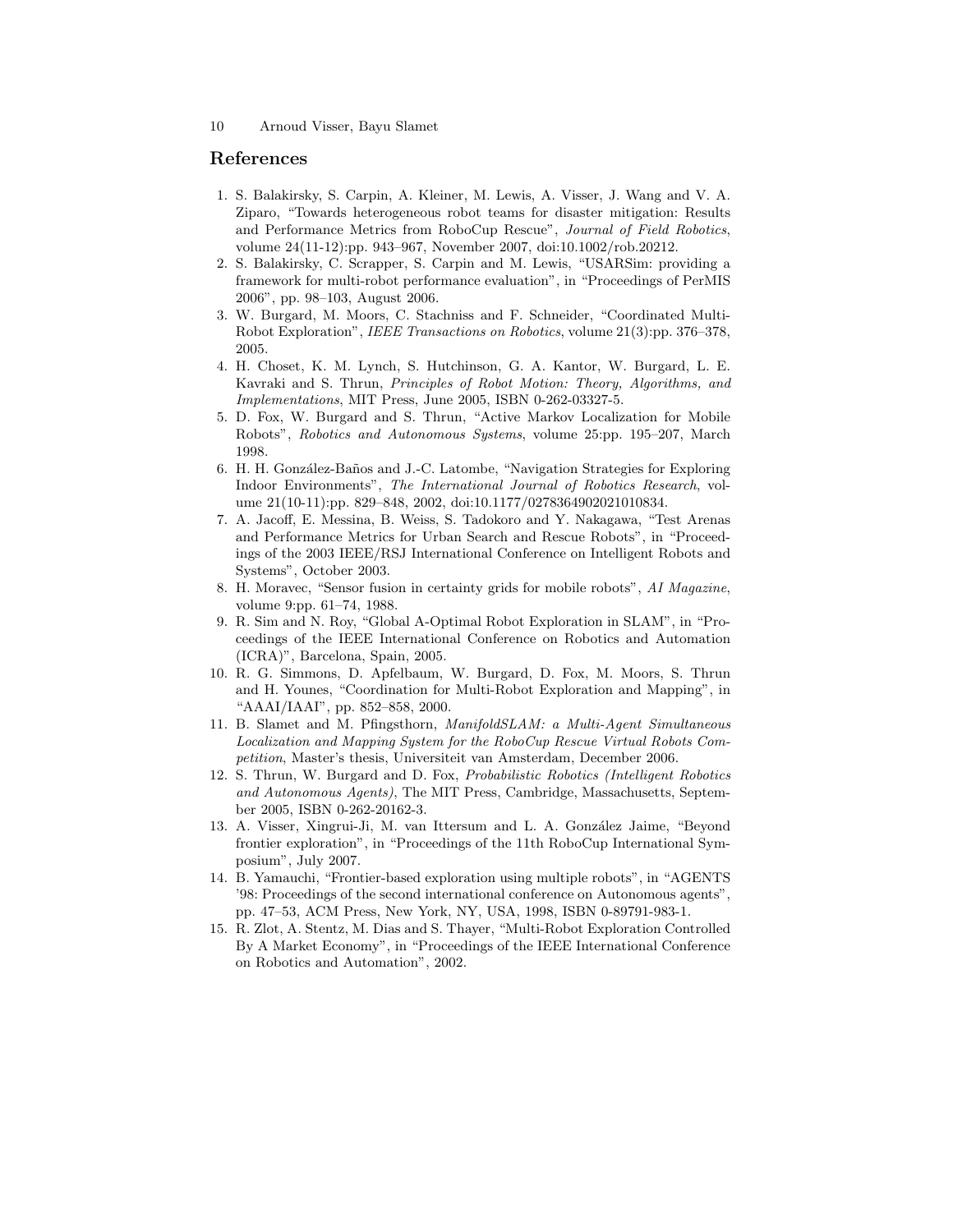## References

1. S. Balakirsky, S. Carpin, A. Kleiner, M. Lewis, A. Visser, J. Wang and V. A. Ziparo, "Towards heterogeneous robot teams for disaster mitigation: Results and Performance Metrics from RoboCup Rescue", *Journal of Field Robotics*, volume 24(11-12):pp. 943–967, November 2007, doi:10.1002/rob.20212.
2. S. Balakirsky, C. Scrapper, S. Carpin and M. Lewis, "USARSim: providing a framework for multi-robot performance evaluation", in "Proceedings of PerMIS 2006", pp. 98–103, August 2006.
3. W. Burgard, M. Moors, C. Stachniss and F. Schneider, "Coordinated Multi-Robot Exploration", *IEEE Transactions on Robotics*, volume 21(3):pp. 376–378, 2005.
4. H. Choset, K. M. Lynch, S. Hutchinson, G. A. Kantor, W. Burgard, L. E. Kavraki and S. Thrun, *Principles of Robot Motion: Theory, Algorithms, and Implementations*, MIT Press, June 2005, ISBN 0-262-03327-5.
5. D. Fox, W. Burgard and S. Thrun, "Active Markov Localization for Mobile Robots", *Robotics and Autonomous Systems*, volume 25:pp. 195–207, March 1998.
6. H. H. González-Baños and J.-C. Latombe, "Navigation Strategies for Exploring Indoor Environments", *The International Journal of Robotics Research*, volume 21(10-11):pp. 829–848, 2002, doi:10.1177/027836490202101083 4.
7. A. Jacoff, E. Messina, B. Weiss, S. Tadokoro and Y. Nakagawa, "Test Arenas and Performance Metrics for Urban Search and Rescue Robots", in "Proceedings of the 2003 IEEE/RSJ International Conference on Intelligent Robots and Systems", October 2003.
8. H. Moravec, "Sensor fusion in certainty grids for mobile robots", *AI Magazine*, volume 9:pp. 61–74, 1988.
9. R. Sim and N. Roy, "Global A-Optimal Robot Exploration in SLAM", in "Proceedings of the IEEE International Conference on Robotics and Automation (ICRA)", Barcelona, Spain, 2005.
10. R. G. Simmons, D. Apfelbaum, W. Burgard, D. Fox, M. Moors, S. Thrun and H. Younes, "Coordination for Multi-Robot Exploration and Mapping", in "AAAI/IAAI", pp. 852–858, 2000.
11. B. Slamet and M. Pfingsthorn, *ManifoldSLAM: a Multi-Agent Simultaneous Localization and Mapping System for the RoboCup Rescue Virtual Robots Competition*, Master's thesis, Universiteit van Amsterdam, December 2006.
12. S. Thrun, W. Burgard and D. Fox, *Probabilistic Robotics (Intelligent Robotics and Autonomous Agents)*, The MIT Press, Cambridge, Massachusetts, September 2005, ISBN 0-262-20162-3.
13. A. Visser, Xingrui-Ji, M. van Ittersum and L. A. González Jaime, "Beyond frontier exploration", in "Proceedings of the 11th RoboCup International Symposium", July 2007.
14. B. Yamauchi, "Frontier-based exploration using multiple robots", in "AGENTS '98: Proceedings of the second international conference on Autonomous agents", pp. 47–53, ACM Press, New York, NY, USA, 1998, ISBN 0-89791-983-1.
15. R. Zlot, A. Stentz, M. Dias and S. Thayer, "Multi-Robot Exploration Controlled By A Market Economy", in "Proceedings of the IEEE International Conference on Robotics and Automation", 2002.